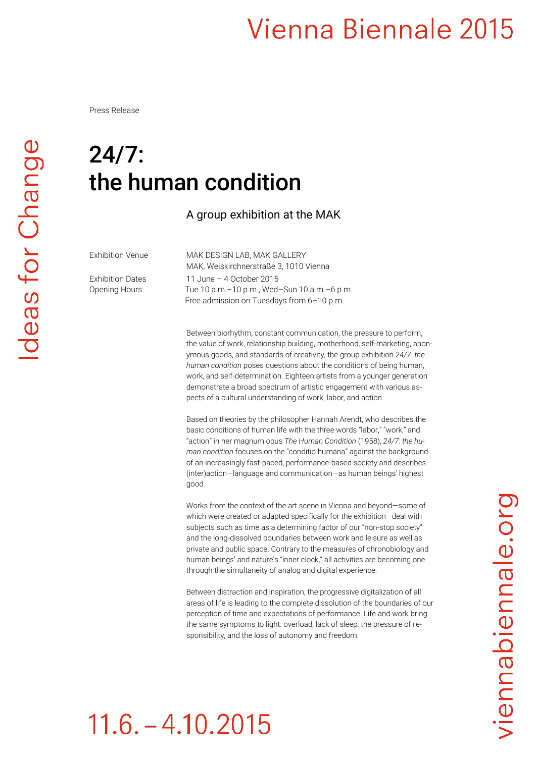# Vienna Biennale 2015

Press Release

# 24/7: the human condition

## A group exhibition at the MAK

| | |
|---|---|
| Exhibition Venue | MAK DESIGN LAB, MAK GALLERY<br>MAK, Weiskirchnerstraße 3, 1010 Vienna |
| Exhibition Dates | 11 June – 4 October 2015 |
| Opening Hours | Tue 10 a.m.–10 p.m., Wed–Sun 10 a.m.–6 p.m.<br>Free admission on Tuesdays from 6–10 p.m. |

Between biorhythm, constant communication, the pressure to perform, the value of work, relationship building, motherhood, self-marketing, anonymous goods, and standards of creativity, the group exhibition *24/7: the human condition* poses questions about the conditions of being human, work, and self-determination. Eighteen artists from a younger generation demonstrate a broad spectrum of artistic engagement with various aspects of a cultural understanding of work, labor, and action.

Based on theories by the philosopher Hannah Arendt, who describes the basic conditions of human life with the three words "labor," "work," and "action" in her magnum opus *The Human Condition* (1958), *24/7: the human condition* focuses on the "conditio humana" against the background of an increasingly fast-paced, performance-based society and describes (inter)action—language and communication—as human beings' highest good.

Works from the context of the art scene in Vienna and beyond—some of which were created or adapted specifically for the exhibition—deal with subjects such as time as a determining factor of our "non-stop society" and the long-dissolved boundaries between work and leisure as well as private and public space. Contrary to the measures of chronobiology and human beings' and nature's "inner clock," all activities are becoming one through the simultaneity of analog and digital experience.

Between distraction and inspiration, the progressive digitalization of all areas of life is leading to the complete dissolution of the boundaries of our perception of time and expectations of performance. Life and work bring the same symptoms to light: overload, lack of sleep, the pressure of responsibility, and the loss of autonomy and freedom.

Ideas for Change

11.6. – 4.10.2015

viennabiennale.org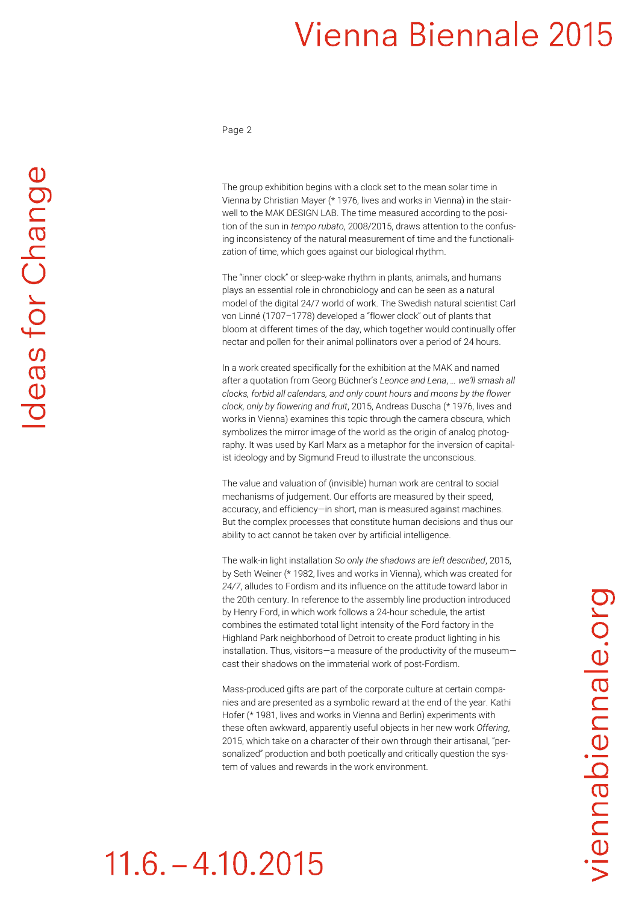The group exhibition begins with a clock set to the mean solar time in Vienna by Christian Mayer (* 1976, lives and works in Vienna) in the stairwell to the MAK DESIGN LAB. The time measured according to the position of the sun in *tempo rubato*, 2008/2015, draws attention to the confusing inconsistency of the natural measurement of time and the functionalization of time, which goes against our biological rhythm.

The "inner clock" or sleep-wake rhythm in plants, animals, and humans plays an essential role in chronobiology and can be seen as a natural model of the digital 24/7 world of work. The Swedish natural scientist Carl von Linné (1707–1778) developed a "flower clock" out of plants that bloom at different times of the day, which together would continually offer nectar and pollen for their animal pollinators over a period of 24 hours.

In a work created specifically for the exhibition at the MAK and named after a quotation from Georg Büchner's *Leonce and Lena*, *… we'll smash all clocks, forbid all calendars, and only count hours and moons by the flower clock, only by flowering and fruit*, 2015, Andreas Duscha (* 1976, lives and works in Vienna) examines this topic through the camera obscura, which symbolizes the mirror image of the world as the origin of analog photography. It was used by Karl Marx as a metaphor for the inversion of capitalist ideology and by Sigmund Freud to illustrate the unconscious.

The value and valuation of (invisible) human work are central to social mechanisms of judgement. Our efforts are measured by their speed, accuracy, and efficiency—in short, man is measured against machines. But the complex processes that constitute human decisions and thus our ability to act cannot be taken over by artificial intelligence.

The walk-in light installation *So only the shadows are left described*, 2015, by Seth Weiner (* 1982, lives and works in Vienna), which was created for *24/7*, alludes to Fordism and its influence on the attitude toward labor in the 20th century. In reference to the assembly line production introduced by Henry Ford, in which work follows a 24-hour schedule, the artist combines the estimated total light intensity of the Ford factory in the Highland Park neighborhood of Detroit to create product lighting in his installation. Thus, visitors—a measure of the productivity of the museum—cast their shadows on the immaterial work of post-Fordism.

Mass-produced gifts are part of the corporate culture at certain companies and are presented as a symbolic reward at the end of the year. Kathi Hofer (* 1981, lives and works in Vienna and Berlin) experiments with these often awkward, apparently useful objects in her new work *Offering*, 2015, which take on a character of their own through their artisanal, "personalized" production and both poetically and critically question the system of values and rewards in the work environment.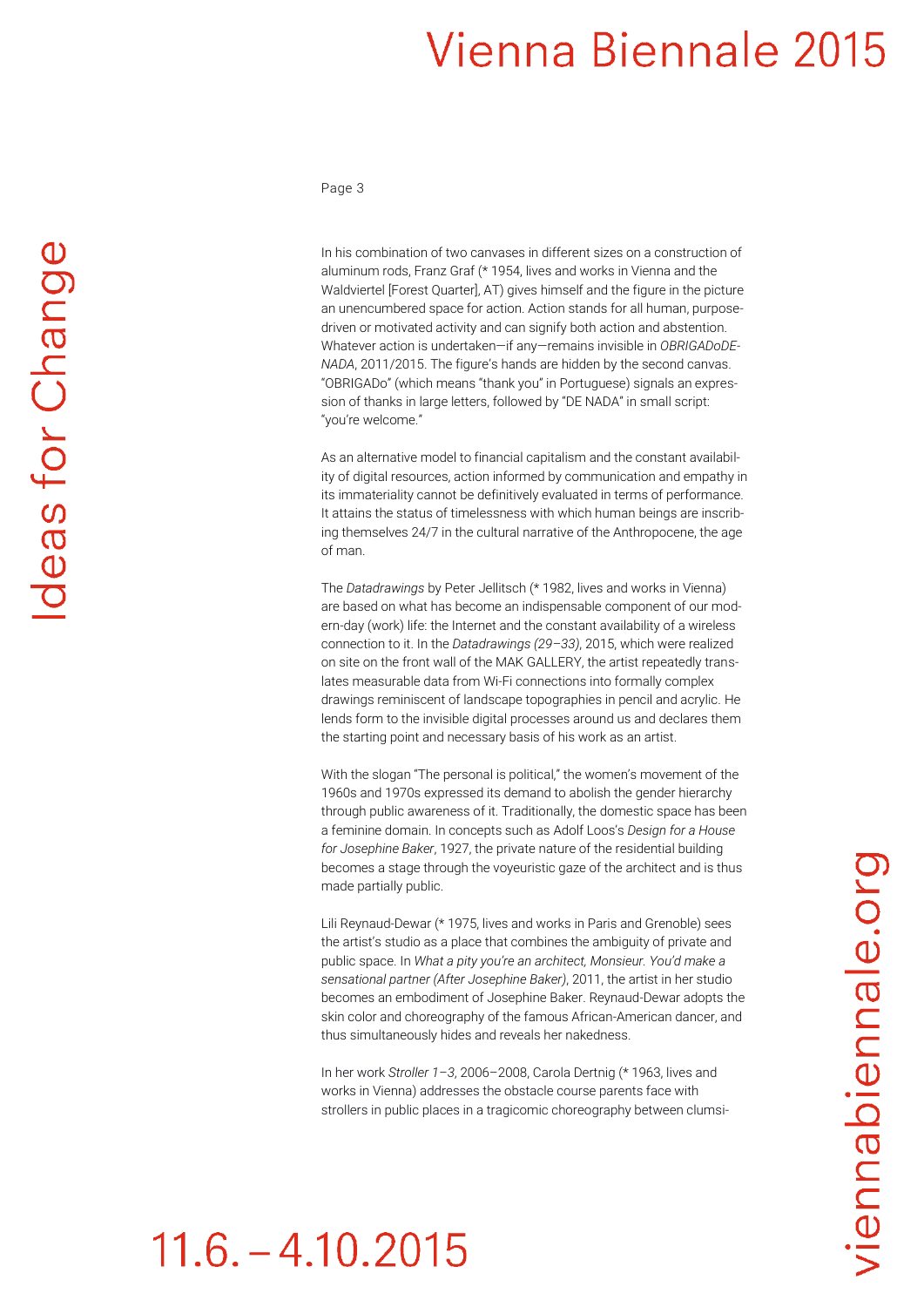In his combination of two canvases in different sizes on a construction of aluminum rods, Franz Graf (* 1954, lives and works in Vienna and the Waldviertel [Forest Quarter], AT) gives himself and the figure in the picture an unencumbered space for action. Action stands for all human, purpose-driven or motivated activity and can signify both action and abstention. Whatever action is undertaken—if any—remains invisible in *OBRIGADoDE-NADA*, 2011/2015. The figure's hands are hidden by the second canvas. "OBRIGADo" (which means "thank you" in Portuguese) signals an expression of thanks in large letters, followed by "DE NADA" in small script: "you're welcome."

As an alternative model to financial capitalism and the constant availability of digital resources, action informed by communication and empathy in its immateriality cannot be definitively evaluated in terms of performance. It attains the status of timelessness with which human beings are inscribing themselves 24/7 in the cultural narrative of the Anthropocene, the age of man.

The *Datadrawings* by Peter Jellitsch (* 1982, lives and works in Vienna) are based on what has become an indispensable component of our modern-day (work) life: the Internet and the constant availability of a wireless connection to it. In the *Datadrawings (29–33)*, 2015, which were realized on site on the front wall of the MAK GALLERY, the artist repeatedly translates measurable data from Wi-Fi connections into formally complex drawings reminiscent of landscape topographies in pencil and acrylic. He lends form to the invisible digital processes around us and declares them the starting point and necessary basis of his work as an artist.

With the slogan "The personal is political," the women's movement of the 1960s and 1970s expressed its demand to abolish the gender hierarchy through public awareness of it. Traditionally, the domestic space has been a feminine domain. In concepts such as Adolf Loos's *Design for a House for Josephine Baker*, 1927, the private nature of the residential building becomes a stage through the voyeuristic gaze of the architect and is thus made partially public.

Lili Reynaud-Dewar (* 1975, lives and works in Paris and Grenoble) sees the artist's studio as a place that combines the ambiguity of private and public space. In *What a pity you're an architect, Monsieur. You'd make a sensational partner (After Josephine Baker)*, 2011, the artist in her studio becomes an embodiment of Josephine Baker. Reynaud-Dewar adopts the skin color and choreography of the famous African-American dancer, and thus simultaneously hides and reveals her nakedness.

In her work *Stroller 1–3*, 2006–2008, Carola Dertnig (* 1963, lives and works in Vienna) addresses the obstacle course parents face with strollers in public places in a tragicomic choreography between clumsi-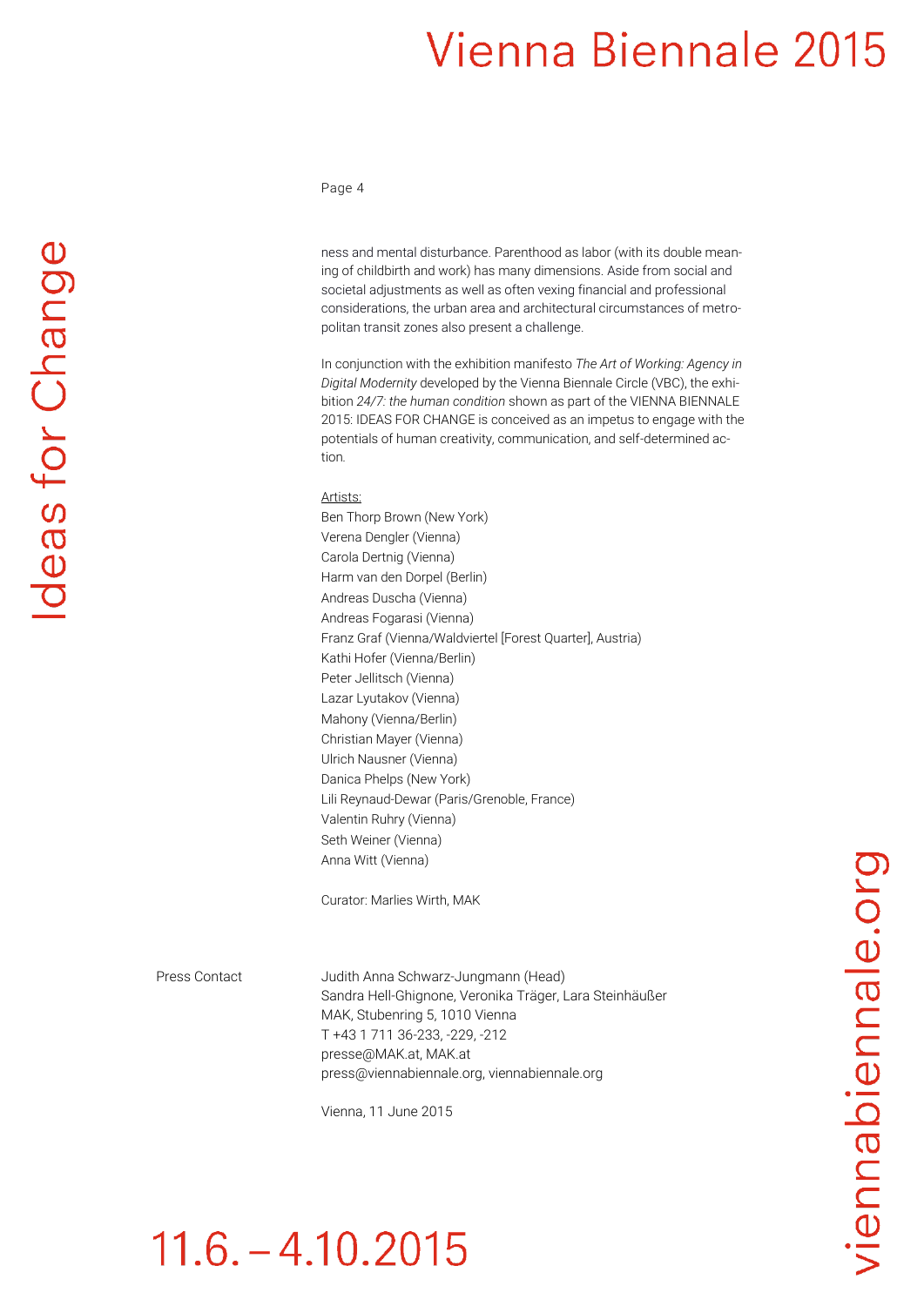ness and mental disturbance. Parenthood as labor (with its double meaning of childbirth and work) has many dimensions. Aside from social and societal adjustments as well as often vexing financial and professional considerations, the urban area and architectural circumstances of metropolitan transit zones also present a challenge.

In conjunction with the exhibition manifesto *The Art of Working: Agency in Digital Modernity* developed by the Vienna Biennale Circle (VBC), the exhibition *24/7: the human condition* shown as part of the VIENNA BIENNALE 2015: IDEAS FOR CHANGE is conceived as an impetus to engage with the potentials of human creativity, communication, and self-determined action.

<u>Artists:</u>
Ben Thorp Brown (New York)
Verena Dengler (Vienna)
Carola Dertnig (Vienna)
Harm van den Dorpel (Berlin)
Andreas Duscha (Vienna)
Andreas Fogarasi (Vienna)
Franz Graf (Vienna/Waldviertel [Forest Quarter], Austria)
Kathi Hofer (Vienna/Berlin)
Peter Jellitsch (Vienna)
Lazar Lyutakov (Vienna)
Mahony (Vienna/Berlin)
Christian Mayer (Vienna)
Ulrich Nausner (Vienna)
Danica Phelps (New York)
Lili Reynaud-Dewar (Paris/Grenoble, France)
Valentin Ruhry (Vienna)
Seth Weiner (Vienna)
Anna Witt (Vienna)

Curator: Marlies Wirth, MAK

Press Contact

Judith Anna Schwarz-Jungmann (Head)
Sandra Hell-Ghignone, Veronika Träger, Lara Steinhäußer
MAK, Stubenring 5, 1010 Vienna
T +43 1 711 36-233, -229, -212
presse@MAK.at, MAK.at
press@viennabiennale.org, viennabiennale.org

Vienna, 11 June 2015